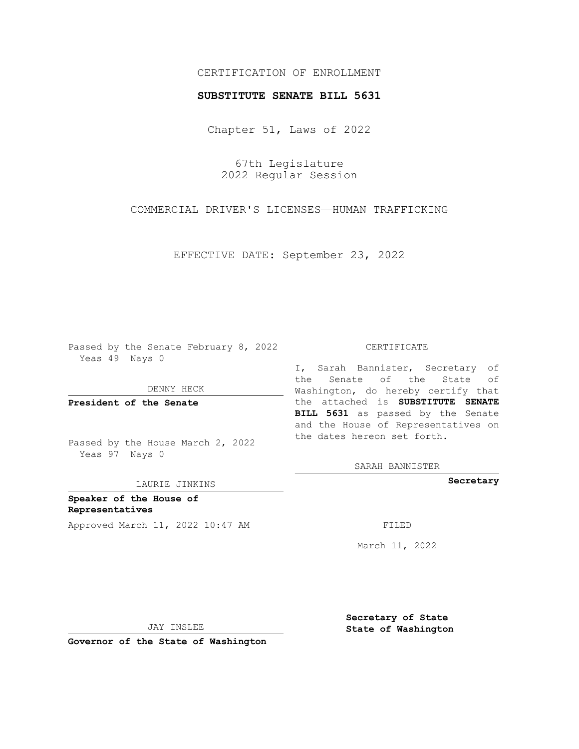CERTIFICATION OF ENROLLMENT

**SUBSTITUTE SENATE BILL 5631**

Chapter 51, Laws of 2022

67th Legislature
2022 Regular Session

COMMERCIAL DRIVER'S LICENSES—HUMAN TRAFFICKING

EFFECTIVE DATE: September 23, 2022

Passed by the Senate February 8, 2022
Yeas 49 Nays 0

DENNY HECK

**President of the Senate**

Passed by the House March 2, 2022
Yeas 97 Nays 0

LAURIE JINKINS

**Speaker of the House of Representatives**

Approved March 11, 2022 10:47 AM

JAY INSLEE

**Governor of the State of Washington**

CERTIFICATE

I, Sarah Bannister, Secretary of the Senate of the State of Washington, do hereby certify that the attached is **SUBSTITUTE SENATE BILL 5631** as passed by the Senate and the House of Representatives on the dates hereon set forth.

SARAH BANNISTER

**Secretary**

FILED

March 11, 2022

**Secretary of State**
**State of Washington**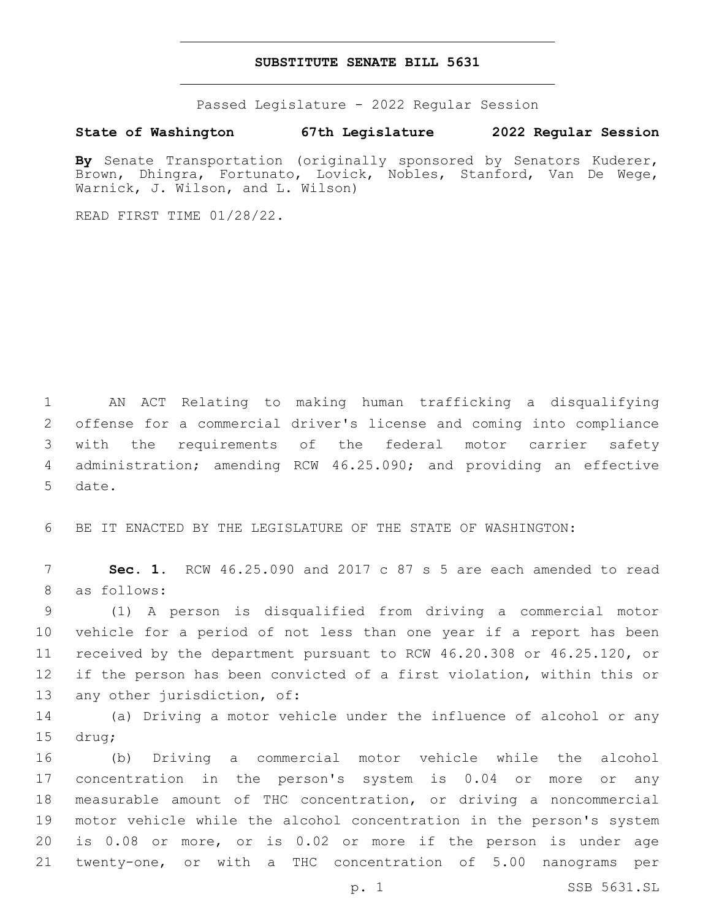# SUBSTITUTE SENATE BILL 5631

Passed Legislature - 2022 Regular Session

**State of Washington 67th Legislature 2022 Regular Session**

**By** Senate Transportation (originally sponsored by Senators Kuderer, Brown, Dhingra, Fortunato, Lovick, Nobles, Stanford, Van De Wege, Warnick, J. Wilson, and L. Wilson)

READ FIRST TIME 01/28/22.

AN ACT Relating to making human trafficking a disqualifying offense for a commercial driver's license and coming into compliance with the requirements of the federal motor carrier safety administration; amending RCW 46.25.090; and providing an effective date.

BE IT ENACTED BY THE LEGISLATURE OF THE STATE OF WASHINGTON:

**Sec. 1.** RCW 46.25.090 and 2017 c 87 s 5 are each amended to read as follows:

(1) A person is disqualified from driving a commercial motor vehicle for a period of not less than one year if a report has been received by the department pursuant to RCW 46.20.308 or 46.25.120, or if the person has been convicted of a first violation, within this or any other jurisdiction, of:

(a) Driving a motor vehicle under the influence of alcohol or any drug;

(b) Driving a commercial motor vehicle while the alcohol concentration in the person's system is 0.04 or more or any measurable amount of THC concentration, or driving a noncommercial motor vehicle while the alcohol concentration in the person's system is 0.08 or more, or is 0.02 or more if the person is under age twenty-one, or with a THC concentration of 5.00 nanograms per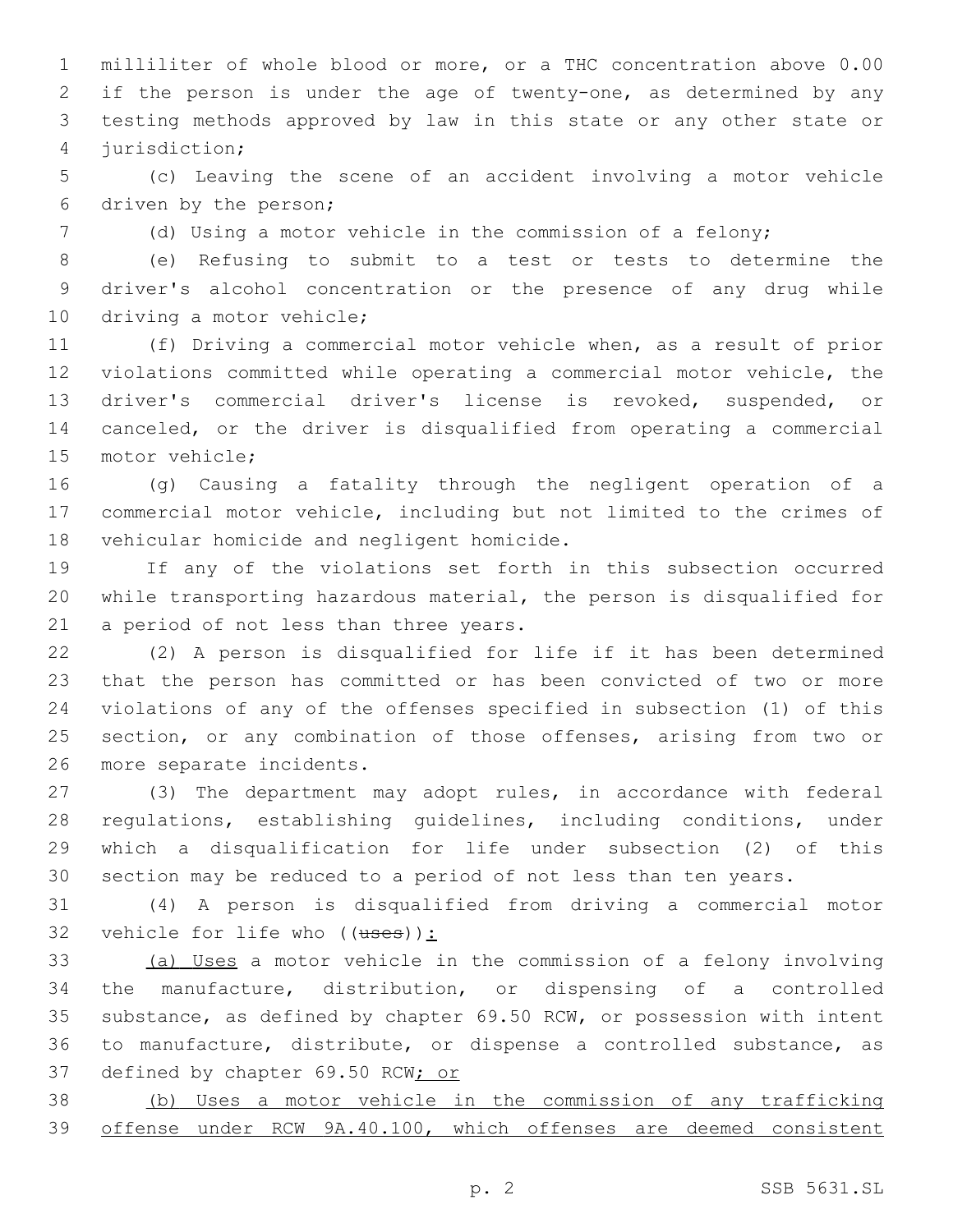milliliter of whole blood or more, or a THC concentration above 0.00 if the person is under the age of twenty-one, as determined by any testing methods approved by law in this state or any other state or jurisdiction;

(c) Leaving the scene of an accident involving a motor vehicle driven by the person;

(d) Using a motor vehicle in the commission of a felony;

(e) Refusing to submit to a test or tests to determine the driver's alcohol concentration or the presence of any drug while driving a motor vehicle;

(f) Driving a commercial motor vehicle when, as a result of prior violations committed while operating a commercial motor vehicle, the driver's commercial driver's license is revoked, suspended, or canceled, or the driver is disqualified from operating a commercial motor vehicle;

(g) Causing a fatality through the negligent operation of a commercial motor vehicle, including but not limited to the crimes of vehicular homicide and negligent homicide.

If any of the violations set forth in this subsection occurred while transporting hazardous material, the person is disqualified for a period of not less than three years.

(2) A person is disqualified for life if it has been determined that the person has committed or has been convicted of two or more violations of any of the offenses specified in subsection (1) of this section, or any combination of those offenses, arising from two or more separate incidents.

(3) The department may adopt rules, in accordance with federal regulations, establishing guidelines, including conditions, under which a disqualification for life under subsection (2) of this section may be reduced to a period of not less than ten years.

(4) A person is disqualified from driving a commercial motor vehicle for life who ((~~uses~~)):

(a) Uses a motor vehicle in the commission of a felony involving the manufacture, distribution, or dispensing of a controlled substance, as defined by chapter 69.50 RCW, or possession with intent to manufacture, distribute, or dispense a controlled substance, as defined by chapter 69.50 RCW; or

(b) Uses a motor vehicle in the commission of any trafficking offense under RCW 9A.40.100, which offenses are deemed consistent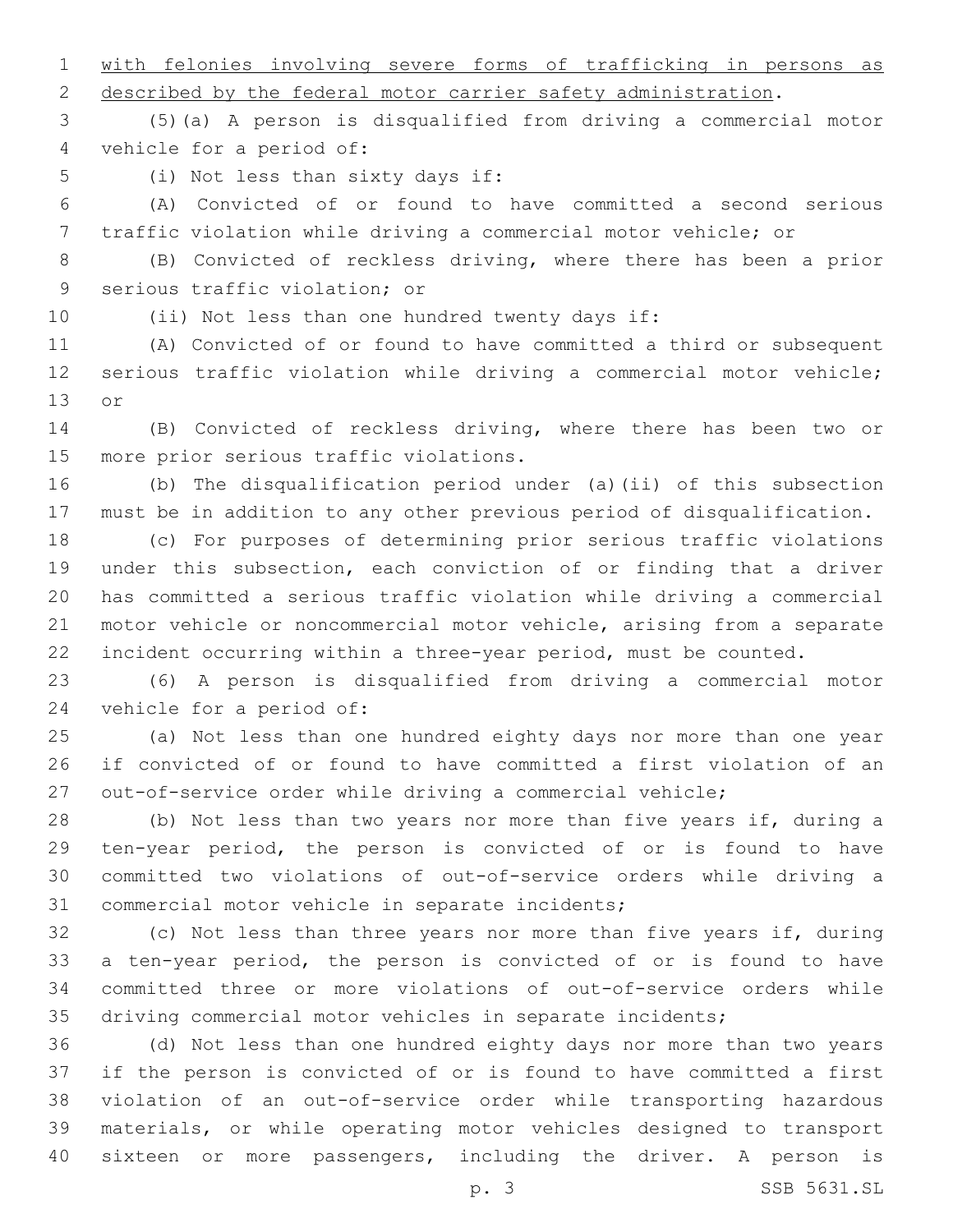with felonies involving severe forms of trafficking in persons as described by the federal motor carrier safety administration.

(5)(a) A person is disqualified from driving a commercial motor vehicle for a period of:

(i) Not less than sixty days if:

(A) Convicted of or found to have committed a second serious traffic violation while driving a commercial motor vehicle; or

(B) Convicted of reckless driving, where there has been a prior serious traffic violation; or

(ii) Not less than one hundred twenty days if:

(A) Convicted of or found to have committed a third or subsequent serious traffic violation while driving a commercial motor vehicle; or

(B) Convicted of reckless driving, where there has been two or more prior serious traffic violations.

(b) The disqualification period under (a)(ii) of this subsection must be in addition to any other previous period of disqualification.

(c) For purposes of determining prior serious traffic violations under this subsection, each conviction of or finding that a driver has committed a serious traffic violation while driving a commercial motor vehicle or noncommercial motor vehicle, arising from a separate incident occurring within a three-year period, must be counted.

(6) A person is disqualified from driving a commercial motor vehicle for a period of:

(a) Not less than one hundred eighty days nor more than one year if convicted of or found to have committed a first violation of an out-of-service order while driving a commercial vehicle;

(b) Not less than two years nor more than five years if, during a ten-year period, the person is convicted of or is found to have committed two violations of out-of-service orders while driving a commercial motor vehicle in separate incidents;

(c) Not less than three years nor more than five years if, during a ten-year period, the person is convicted of or is found to have committed three or more violations of out-of-service orders while driving commercial motor vehicles in separate incidents;

(d) Not less than one hundred eighty days nor more than two years if the person is convicted of or is found to have committed a first violation of an out-of-service order while transporting hazardous materials, or while operating motor vehicles designed to transport sixteen or more passengers, including the driver. A person is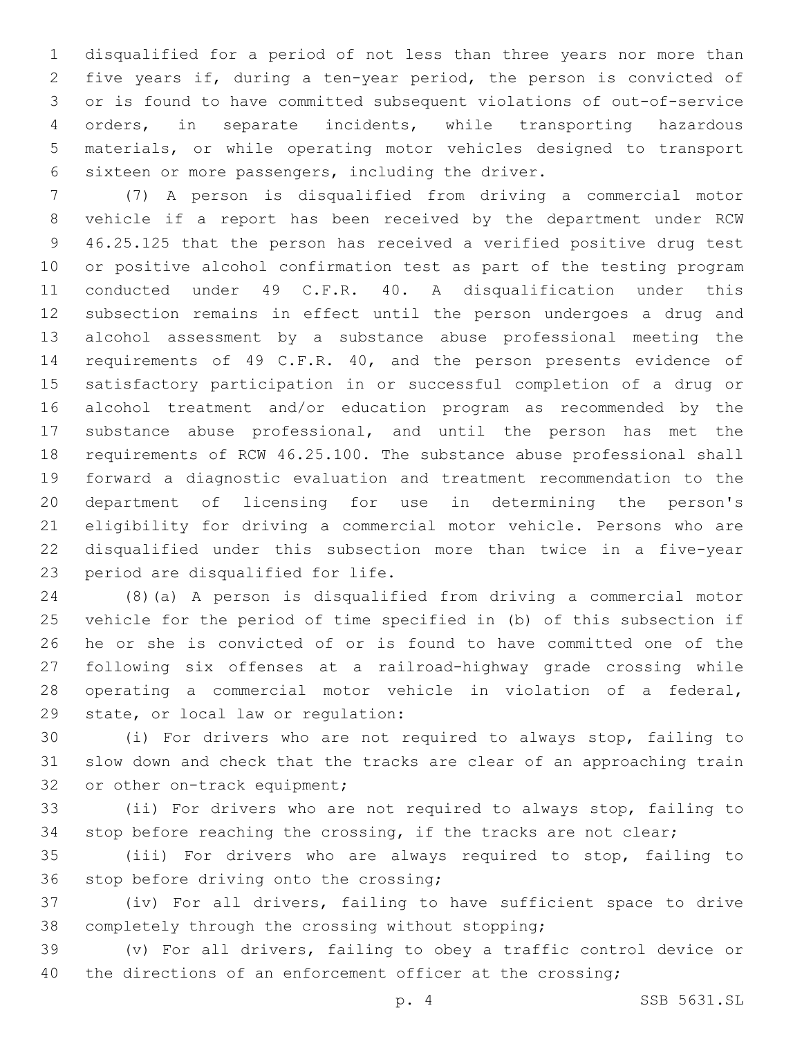disqualified for a period of not less than three years nor more than five years if, during a ten-year period, the person is convicted of or is found to have committed subsequent violations of out-of-service orders, in separate incidents, while transporting hazardous materials, or while operating motor vehicles designed to transport sixteen or more passengers, including the driver.

(7) A person is disqualified from driving a commercial motor vehicle if a report has been received by the department under RCW 46.25.125 that the person has received a verified positive drug test or positive alcohol confirmation test as part of the testing program conducted under 49 C.F.R. 40. A disqualification under this subsection remains in effect until the person undergoes a drug and alcohol assessment by a substance abuse professional meeting the requirements of 49 C.F.R. 40, and the person presents evidence of satisfactory participation in or successful completion of a drug or alcohol treatment and/or education program as recommended by the substance abuse professional, and until the person has met the requirements of RCW 46.25.100. The substance abuse professional shall forward a diagnostic evaluation and treatment recommendation to the department of licensing for use in determining the person's eligibility for driving a commercial motor vehicle. Persons who are disqualified under this subsection more than twice in a five-year period are disqualified for life.

(8)(a) A person is disqualified from driving a commercial motor vehicle for the period of time specified in (b) of this subsection if he or she is convicted of or is found to have committed one of the following six offenses at a railroad-highway grade crossing while operating a commercial motor vehicle in violation of a federal, state, or local law or regulation:

(i) For drivers who are not required to always stop, failing to slow down and check that the tracks are clear of an approaching train or other on-track equipment;

(ii) For drivers who are not required to always stop, failing to stop before reaching the crossing, if the tracks are not clear;

(iii) For drivers who are always required to stop, failing to stop before driving onto the crossing;

(iv) For all drivers, failing to have sufficient space to drive completely through the crossing without stopping;

(v) For all drivers, failing to obey a traffic control device or the directions of an enforcement officer at the crossing;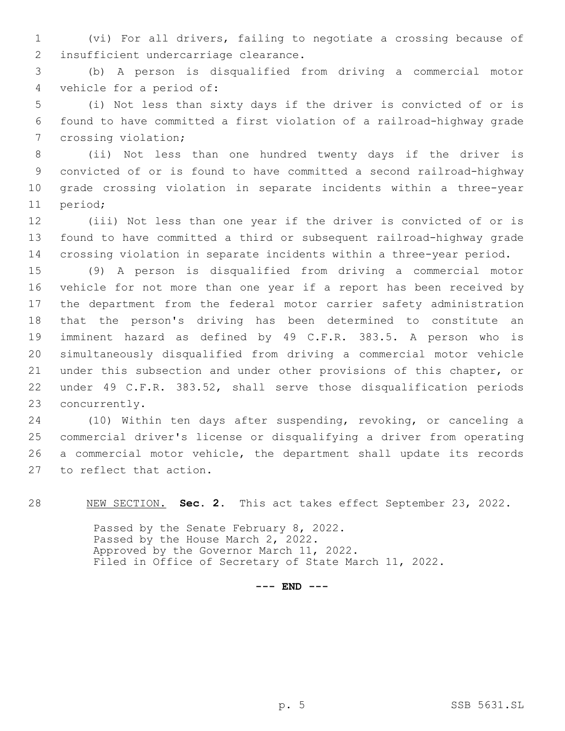(vi) For all drivers, failing to negotiate a crossing because of insufficient undercarriage clearance.

(b) A person is disqualified from driving a commercial motor vehicle for a period of:

(i) Not less than sixty days if the driver is convicted of or is found to have committed a first violation of a railroad-highway grade crossing violation;

(ii) Not less than one hundred twenty days if the driver is convicted of or is found to have committed a second railroad-highway grade crossing violation in separate incidents within a three-year period;

(iii) Not less than one year if the driver is convicted of or is found to have committed a third or subsequent railroad-highway grade crossing violation in separate incidents within a three-year period.

(9) A person is disqualified from driving a commercial motor vehicle for not more than one year if a report has been received by the department from the federal motor carrier safety administration that the person's driving has been determined to constitute an imminent hazard as defined by 49 C.F.R. 383.5. A person who is simultaneously disqualified from driving a commercial motor vehicle under this subsection and under other provisions of this chapter, or under 49 C.F.R. 383.52, shall serve those disqualification periods concurrently.

(10) Within ten days after suspending, revoking, or canceling a commercial driver's license or disqualifying a driver from operating a commercial motor vehicle, the department shall update its records to reflect that action.

NEW SECTION. **Sec. 2.** This act takes effect September 23, 2022.

Passed by the Senate February 8, 2022.
Passed by the House March 2, 2022.
Approved by the Governor March 11, 2022.
Filed in Office of Secretary of State March 11, 2022.

**--- END ---**